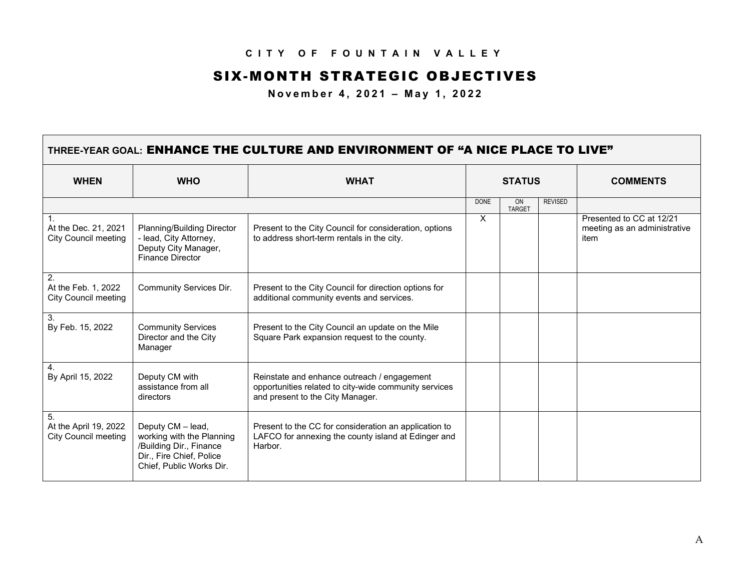# CITY OF FOUNTAIN VALLEY

## SIX-MONTH STRATEGIC OBJECTIVES

**November 4, 2021 – May 1, 2022**

| THREE-YEAR GOAL: ENHANCE THE CULTURE AND ENVIRONMENT OF "A NICE PLACE TO LIVE" | | | | | | |
|---|---|---|---|---|---|---|
| **WHEN** | **WHO** | **WHAT** | **STATUS** | | | **COMMENTS** |
| | | | DONE | ON TARGET | REVISED | |
| 1. At the Dec. 21, 2021 City Council meeting | Planning/Building Director - lead, City Attorney, Deputy City Manager, Finance Director | Present to the City Council for consideration, options to address short-term rentals in the city. | X | | | Presented to CC at 12/21 meeting as an administrative item |
| 2. At the Feb. 1, 2022 City Council meeting | Community Services Dir. | Present to the City Council for direction options for additional community events and services. | | | | |
| 3. By Feb. 15, 2022 | Community Services Director and the City Manager | Present to the City Council an update on the Mile Square Park expansion request to the county. | | | | |
| 4. By April 15, 2022 | Deputy CM with assistance from all directors | Reinstate and enhance outreach / engagement opportunities related to city-wide community services and present to the City Manager. | | | | |
| 5. At the April 19, 2022 City Council meeting | Deputy CM – lead, working with the Planning /Building Dir., Finance Dir., Fire Chief, Police Chief, Public Works Dir. | Present to the CC for consideration an application to LAFCO for annexing the county island at Edinger and Harbor. | | | | |

A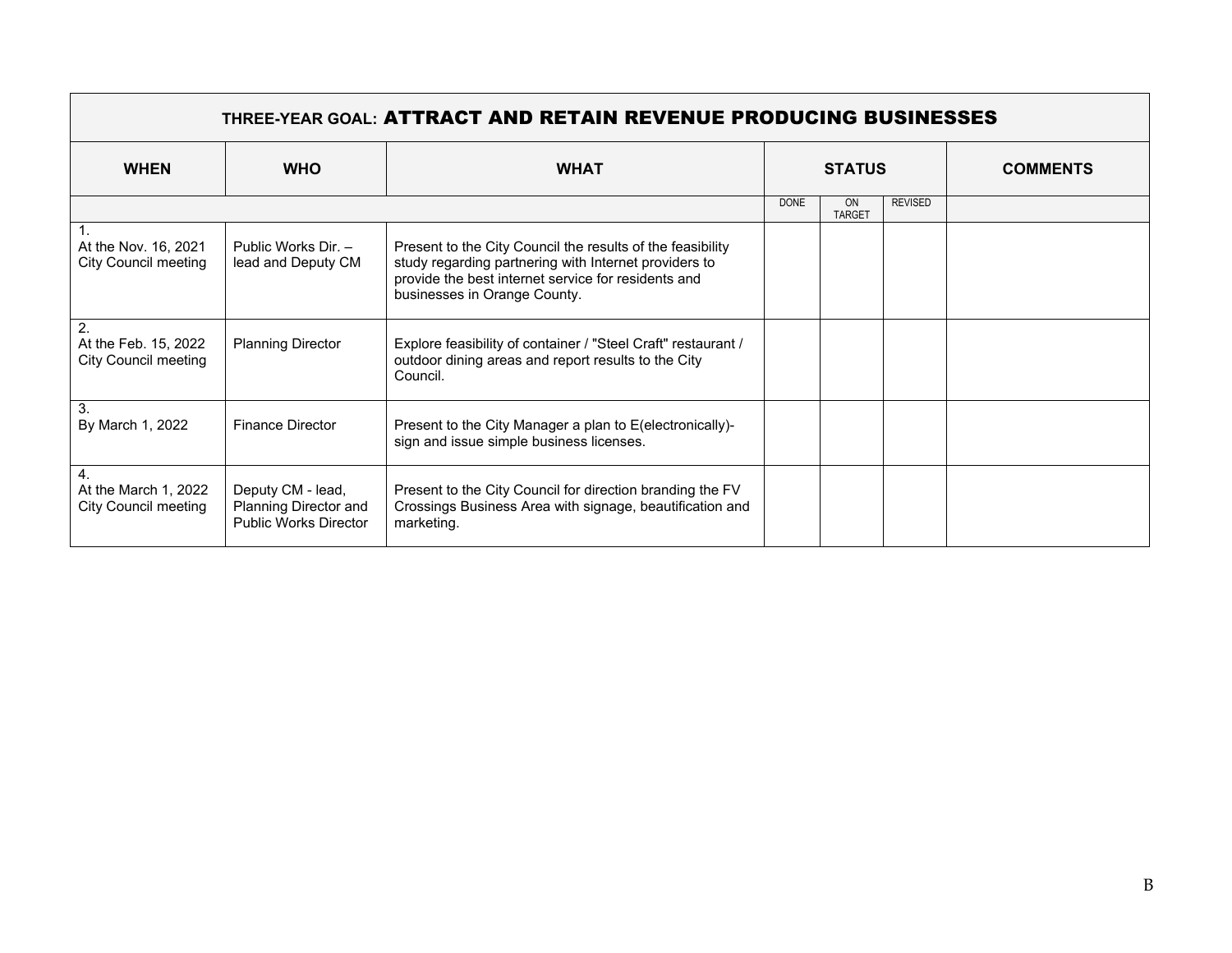| THREE-YEAR GOAL: ATTRACT AND RETAIN REVENUE PRODUCING BUSINESSES | | | | | | |
|---|---|---|---|---|---|---|
| **WHEN** | **WHO** | **WHAT** | **STATUS** | | | **COMMENTS** |
| | | | DONE | ON TARGET | REVISED | |
| 1. At the Nov. 16, 2021 City Council meeting | Public Works Dir. – lead and Deputy CM | Present to the City Council the results of the feasibility study regarding partnering with Internet providers to provide the best internet service for residents and businesses in Orange County. | | | | |
| 2. At the Feb. 15, 2022 City Council meeting | Planning Director | Explore feasibility of container / "Steel Craft" restaurant / outdoor dining areas and report results to the City Council. | | | | |
| 3. By March 1, 2022 | Finance Director | Present to the City Manager a plan to E(electronically)-sign and issue simple business licenses. | | | | |
| 4. At the March 1, 2022 City Council meeting | Deputy CM - lead, Planning Director and Public Works Director | Present to the City Council for direction branding the FV Crossings Business Area with signage, beautification and marketing. | | | | |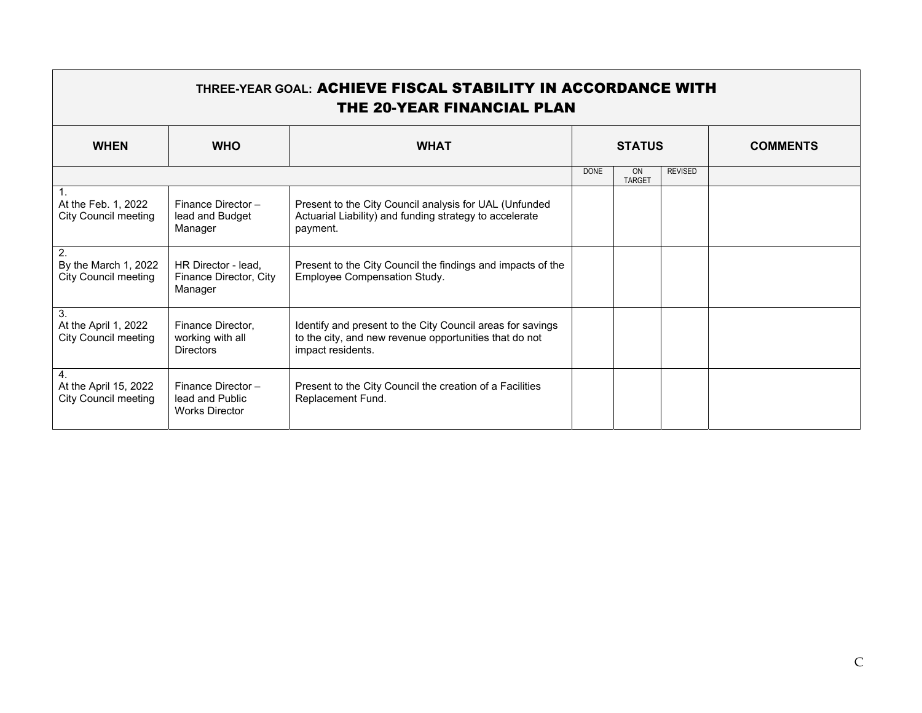| THREE-YEAR GOAL: ACHIEVE FISCAL STABILITY IN ACCORDANCE WITH THE 20-YEAR FINANCIAL PLAN | | | | | | |
|---|---|---|---|---|---|---|
| **WHEN** | **WHO** | **WHAT** | **STATUS** | | | **COMMENTS** |
| | | | DONE | ON TARGET | REVISED | |
| 1. At the Feb. 1, 2022 City Council meeting | Finance Director – lead and Budget Manager | Present to the City Council analysis for UAL (Unfunded Actuarial Liability) and funding strategy to accelerate payment. | | | | |
| 2. By the March 1, 2022 City Council meeting | HR Director - lead, Finance Director, City Manager | Present to the City Council the findings and impacts of the Employee Compensation Study. | | | | |
| 3. At the April 1, 2022 City Council meeting | Finance Director, working with all Directors | Identify and present to the City Council areas for savings to the city, and new revenue opportunities that do not impact residents. | | | | |
| 4. At the April 15, 2022 City Council meeting | Finance Director – lead and Public Works Director | Present to the City Council the creation of a Facilities Replacement Fund. | | | | |

C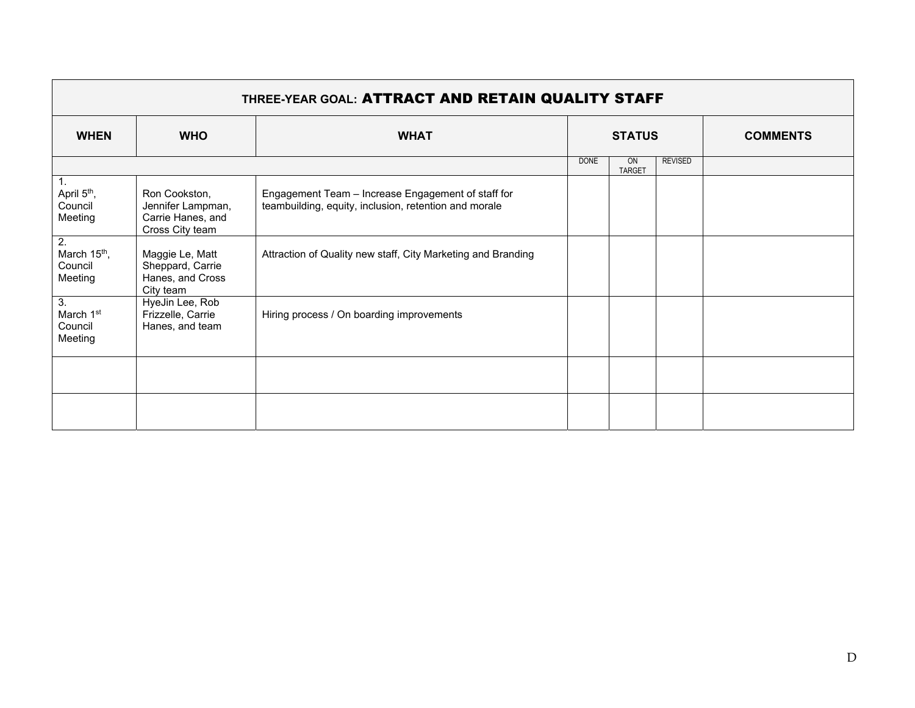| THREE-YEAR GOAL: **ATTRACT AND RETAIN QUALITY STAFF** | | | | | | |
|---|---|---|---|---|---|---|
| **WHEN** | **WHO** | **WHAT** | **STATUS** | | | **COMMENTS** |
| | | | DONE | ON TARGET | REVISED | |
| 1. April 5th, Council Meeting | Ron Cookston, Jennifer Lampman, Carrie Hanes, and Cross City team | Engagement Team – Increase Engagement of staff for teambuilding, equity, inclusion, retention and morale | | | | |
| 2. March 15th, Council Meeting | Maggie Le, Matt Sheppard, Carrie Hanes, and Cross City team | Attraction of Quality new staff, City Marketing and Branding | | | | |
| 3. March 1st Council Meeting | HyeJin Lee, Rob Frizzelle, Carrie Hanes, and team | Hiring process / On boarding improvements | | | | |
| | | | | | | |
| | | | | | | |

D